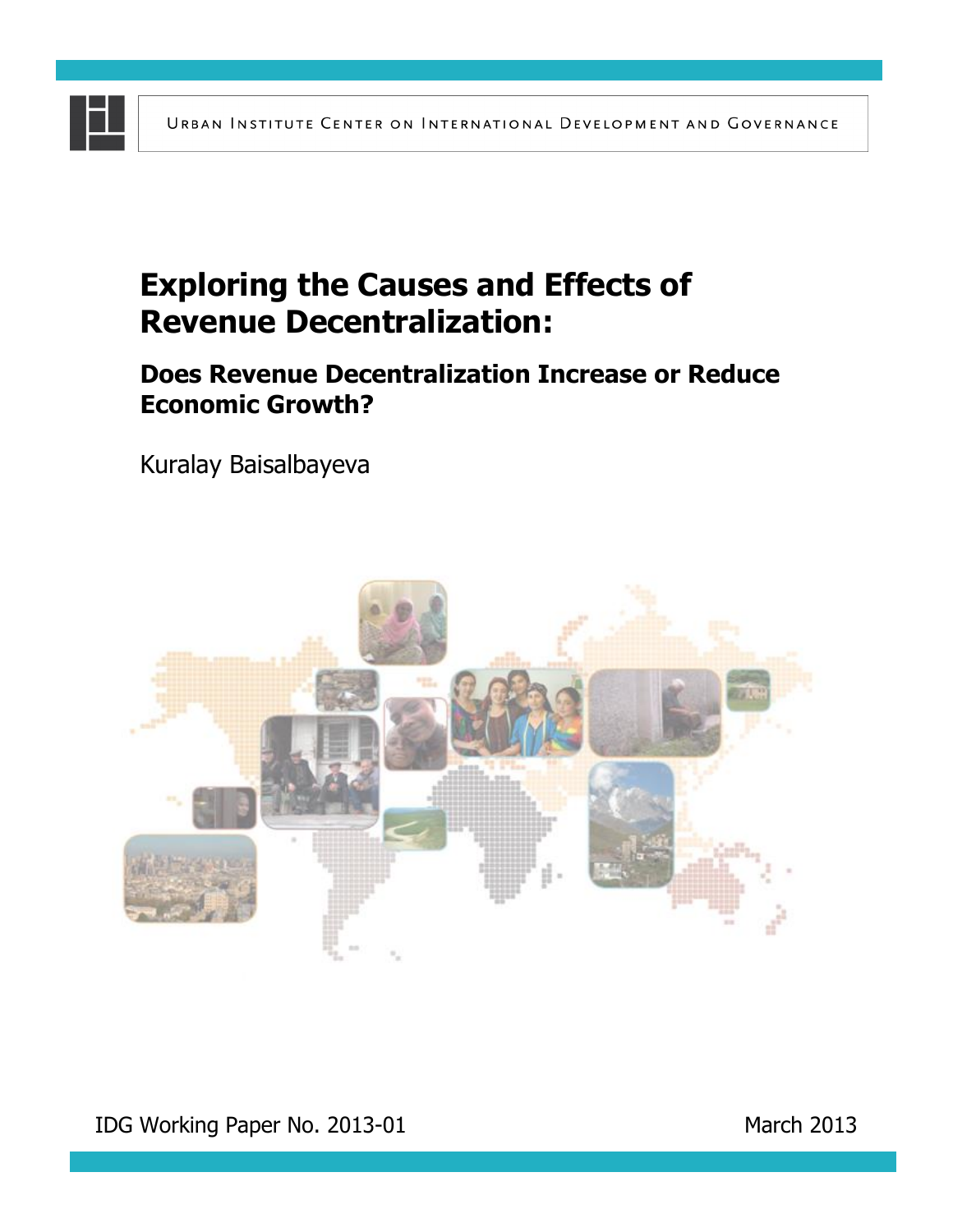Urban Institute Center on International Development and Governance

# Exploring the Causes and Effects of Revenue Decentralization:

## Does Revenue Decentralization Increase or Reduce Economic Growth?

Kuralay Baisalbayeva

IDG Working Paper No. 2013-01

March 2013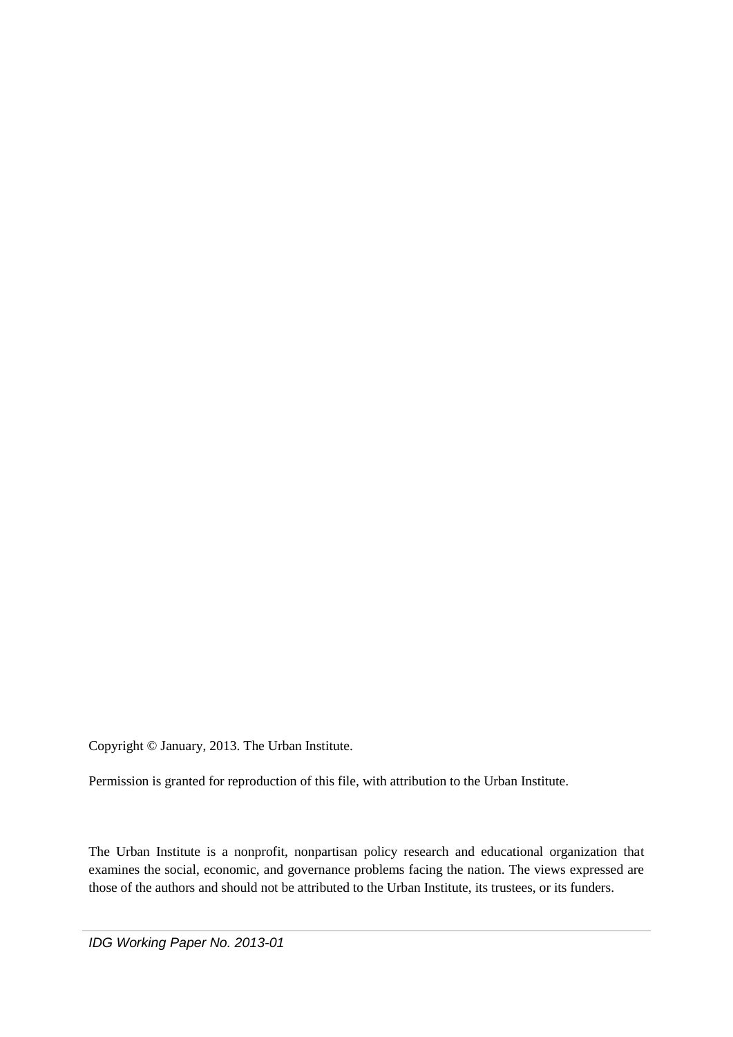Copyright © January, 2013. The Urban Institute.

Permission is granted for reproduction of this file, with attribution to the Urban Institute.

The Urban Institute is a nonprofit, nonpartisan policy research and educational organization that examines the social, economic, and governance problems facing the nation. The views expressed are those of the authors and should not be attributed to the Urban Institute, its trustees, or its funders.

*IDG Working Paper No. 2013-01*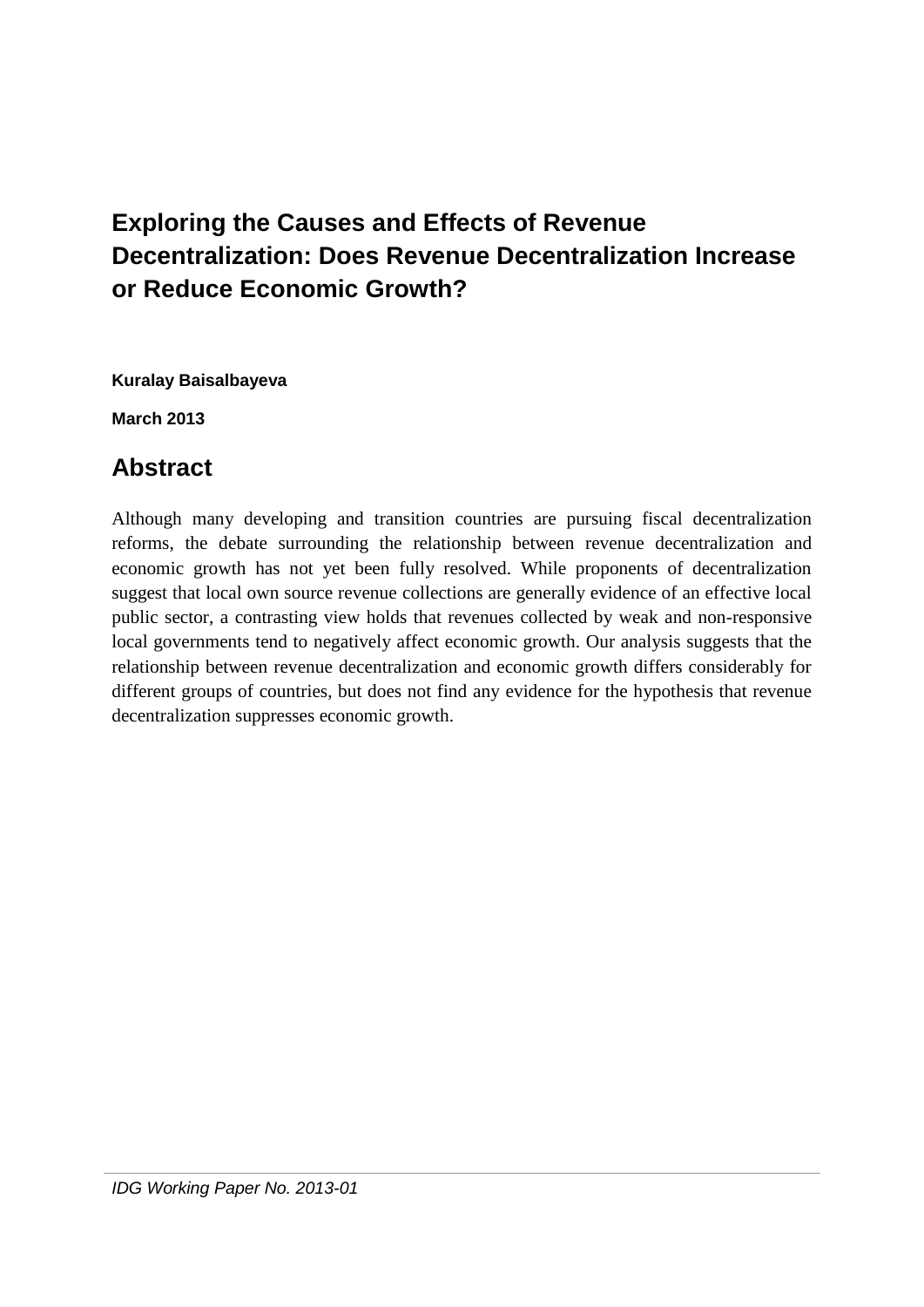# Exploring the Causes and Effects of Revenue Decentralization: Does Revenue Decentralization Increase or Reduce Economic Growth?

**Kuralay Baisalbayeva**

**March 2013**

## Abstract

Although many developing and transition countries are pursuing fiscal decentralization reforms, the debate surrounding the relationship between revenue decentralization and economic growth has not yet been fully resolved. While proponents of decentralization suggest that local own source revenue collections are generally evidence of an effective local public sector, a contrasting view holds that revenues collected by weak and non-responsive local governments tend to negatively affect economic growth. Our analysis suggests that the relationship between revenue decentralization and economic growth differs considerably for different groups of countries, but does not find any evidence for the hypothesis that revenue decentralization suppresses economic growth.

*IDG Working Paper No. 2013-01*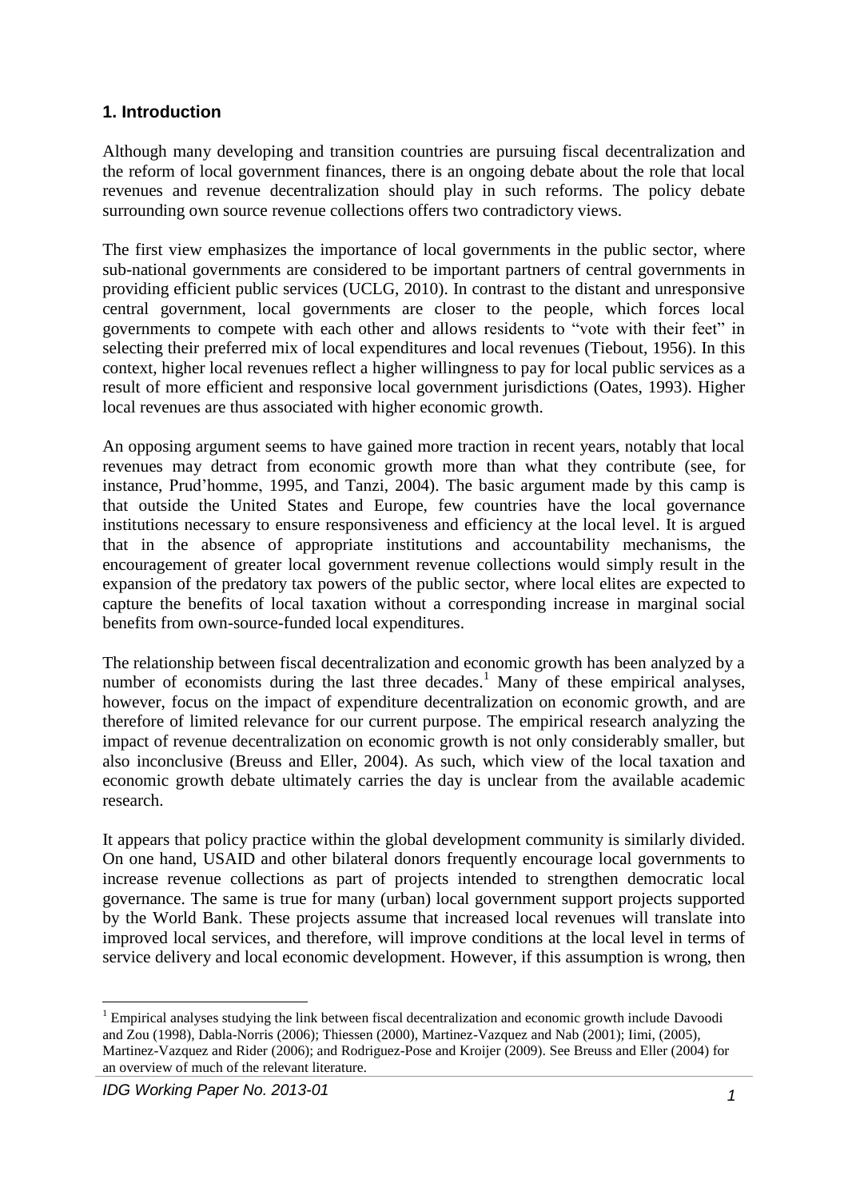## 1. Introduction

Although many developing and transition countries are pursuing fiscal decentralization and the reform of local government finances, there is an ongoing debate about the role that local revenues and revenue decentralization should play in such reforms. The policy debate surrounding own source revenue collections offers two contradictory views.

The first view emphasizes the importance of local governments in the public sector, where sub-national governments are considered to be important partners of central governments in providing efficient public services (UCLG, 2010). In contrast to the distant and unresponsive central government, local governments are closer to the people, which forces local governments to compete with each other and allows residents to "vote with their feet" in selecting their preferred mix of local expenditures and local revenues (Tiebout, 1956). In this context, higher local revenues reflect a higher willingness to pay for local public services as a result of more efficient and responsive local government jurisdictions (Oates, 1993). Higher local revenues are thus associated with higher economic growth.

An opposing argument seems to have gained more traction in recent years, notably that local revenues may detract from economic growth more than what they contribute (see, for instance, Prud'homme, 1995, and Tanzi, 2004). The basic argument made by this camp is that outside the United States and Europe, few countries have the local governance institutions necessary to ensure responsiveness and efficiency at the local level. It is argued that in the absence of appropriate institutions and accountability mechanisms, the encouragement of greater local government revenue collections would simply result in the expansion of the predatory tax powers of the public sector, where local elites are expected to capture the benefits of local taxation without a corresponding increase in marginal social benefits from own-source-funded local expenditures.

The relationship between fiscal decentralization and economic growth has been analyzed by a number of economists during the last three decades.[1] Many of these empirical analyses, however, focus on the impact of expenditure decentralization on economic growth, and are therefore of limited relevance for our current purpose. The empirical research analyzing the impact of revenue decentralization on economic growth is not only considerably smaller, but also inconclusive (Breuss and Eller, 2004). As such, which view of the local taxation and economic growth debate ultimately carries the day is unclear from the available academic research.

It appears that policy practice within the global development community is similarly divided. On one hand, USAID and other bilateral donors frequently encourage local governments to increase revenue collections as part of projects intended to strengthen democratic local governance. The same is true for many (urban) local government support projects supported by the World Bank. These projects assume that increased local revenues will translate into improved local services, and therefore, will improve conditions at the local level in terms of service delivery and local economic development. However, if this assumption is wrong, then

[1] Empirical analyses studying the link between fiscal decentralization and economic growth include Davoodi and Zou (1998), Dabla-Norris (2006); Thiessen (2000), Martinez-Vazquez and Nab (2001); Iimi, (2005), Martinez-Vazquez and Rider (2006); and Rodriguez-Pose and Kroijer (2009). See Breuss and Eller (2004) for an overview of much of the relevant literature.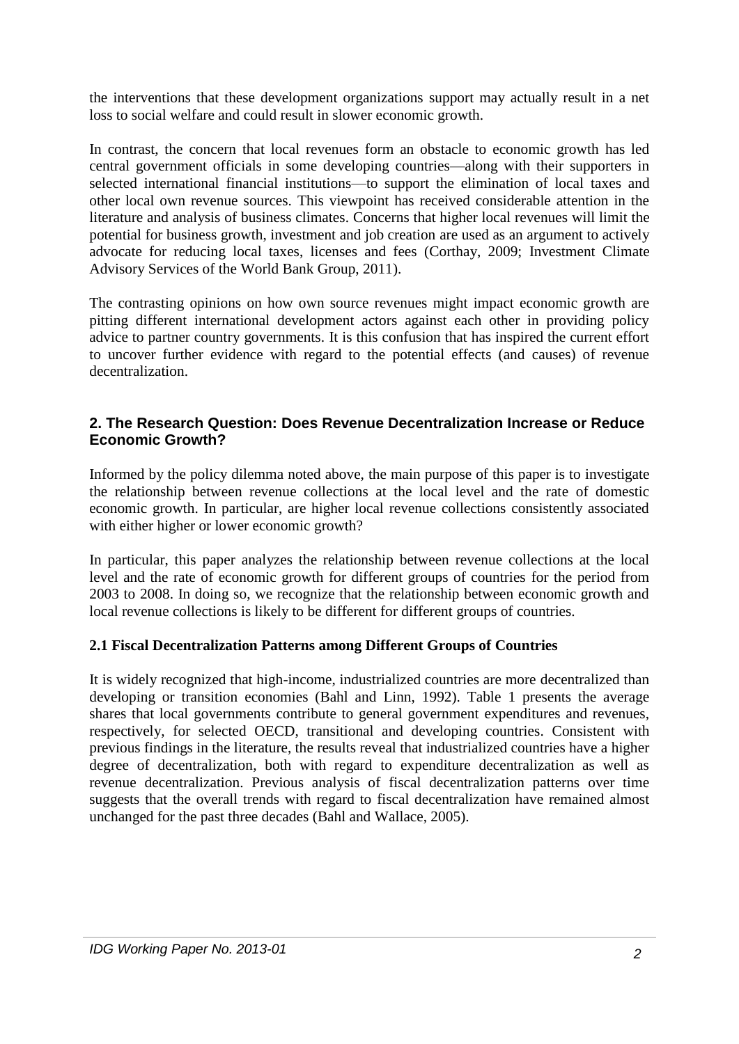the interventions that these development organizations support may actually result in a net loss to social welfare and could result in slower economic growth.

In contrast, the concern that local revenues form an obstacle to economic growth has led central government officials in some developing countries—along with their supporters in selected international financial institutions—to support the elimination of local taxes and other local own revenue sources. This viewpoint has received considerable attention in the literature and analysis of business climates. Concerns that higher local revenues will limit the potential for business growth, investment and job creation are used as an argument to actively advocate for reducing local taxes, licenses and fees (Corthay, 2009; Investment Climate Advisory Services of the World Bank Group, 2011).

The contrasting opinions on how own source revenues might impact economic growth are pitting different international development actors against each other in providing policy advice to partner country governments. It is this confusion that has inspired the current effort to uncover further evidence with regard to the potential effects (and causes) of revenue decentralization.

## 2. The Research Question: Does Revenue Decentralization Increase or Reduce Economic Growth?

Informed by the policy dilemma noted above, the main purpose of this paper is to investigate the relationship between revenue collections at the local level and the rate of domestic economic growth. In particular, are higher local revenue collections consistently associated with either higher or lower economic growth?

In particular, this paper analyzes the relationship between revenue collections at the local level and the rate of economic growth for different groups of countries for the period from 2003 to 2008. In doing so, we recognize that the relationship between economic growth and local revenue collections is likely to be different for different groups of countries.

### 2.1 Fiscal Decentralization Patterns among Different Groups of Countries

It is widely recognized that high-income, industrialized countries are more decentralized than developing or transition economies (Bahl and Linn, 1992). Table 1 presents the average shares that local governments contribute to general government expenditures and revenues, respectively, for selected OECD, transitional and developing countries. Consistent with previous findings in the literature, the results reveal that industrialized countries have a higher degree of decentralization, both with regard to expenditure decentralization as well as revenue decentralization. Previous analysis of fiscal decentralization patterns over time suggests that the overall trends with regard to fiscal decentralization have remained almost unchanged for the past three decades (Bahl and Wallace, 2005).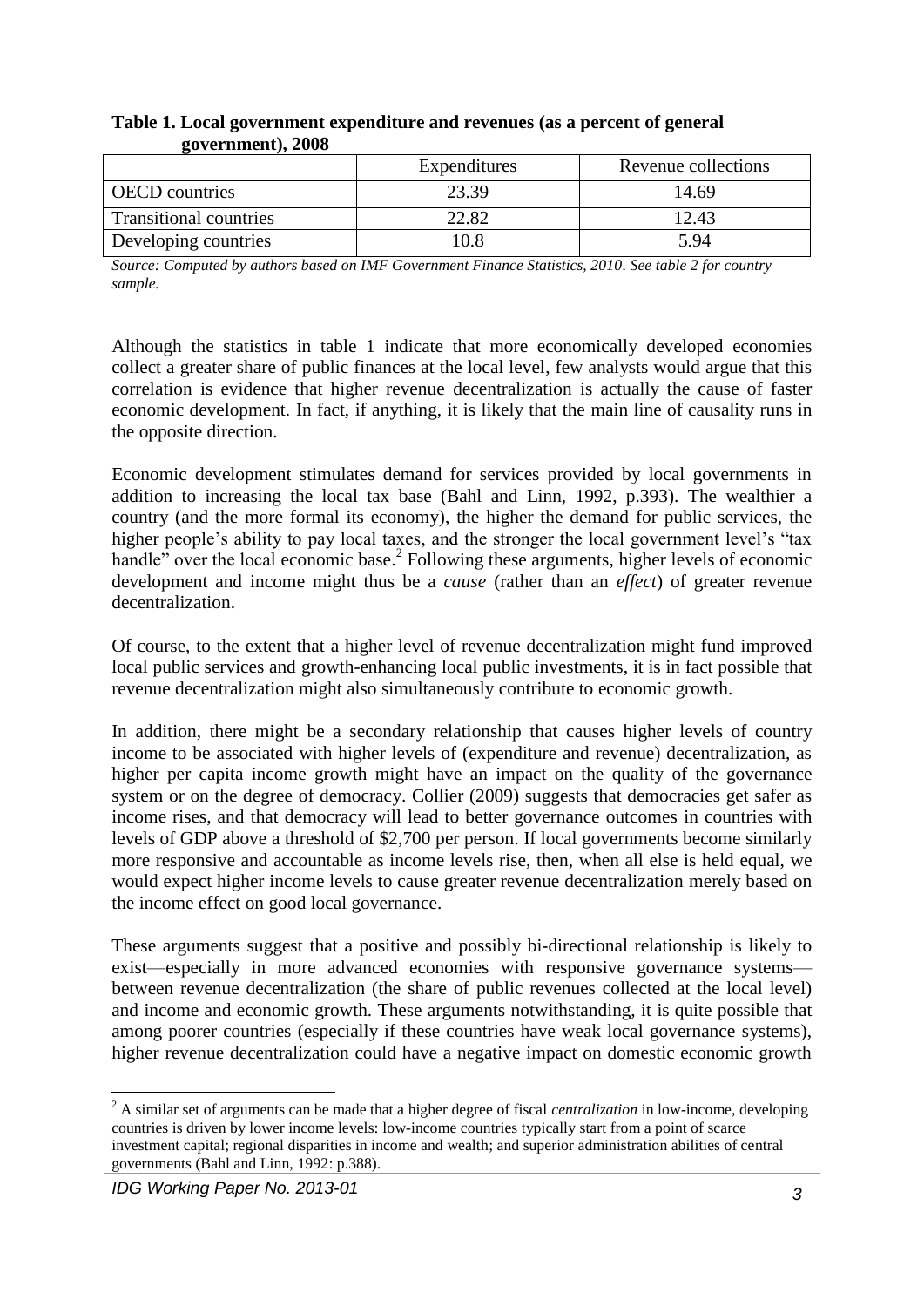**Table 1. Local government expenditure and revenues (as a percent of general government), 2008**

| | Expenditures | Revenue collections |
|---|---|---|
| OECD countries | 23.39 | 14.69 |
| Transitional countries | 22.82 | 12.43 |
| Developing countries | 10.8 | 5.94 |

*Source: Computed by authors based on IMF Government Finance Statistics, 2010. See table 2 for country sample.*

Although the statistics in table 1 indicate that more economically developed economies collect a greater share of public finances at the local level, few analysts would argue that this correlation is evidence that higher revenue decentralization is actually the cause of faster economic development. In fact, if anything, it is likely that the main line of causality runs in the opposite direction.

Economic development stimulates demand for services provided by local governments in addition to increasing the local tax base (Bahl and Linn, 1992, p.393). The wealthier a country (and the more formal its economy), the higher the demand for public services, the higher people's ability to pay local taxes, and the stronger the local government level's "tax handle" over the local economic base.[2] Following these arguments, higher levels of economic development and income might thus be a *cause* (rather than an *effect*) of greater revenue decentralization.

Of course, to the extent that a higher level of revenue decentralization might fund improved local public services and growth-enhancing local public investments, it is in fact possible that revenue decentralization might also simultaneously contribute to economic growth.

In addition, there might be a secondary relationship that causes higher levels of country income to be associated with higher levels of (expenditure and revenue) decentralization, as higher per capita income growth might have an impact on the quality of the governance system or on the degree of democracy. Collier (2009) suggests that democracies get safer as income rises, and that democracy will lead to better governance outcomes in countries with levels of GDP above a threshold of $2,700 per person. If local governments become similarly more responsive and accountable as income levels rise, then, when all else is held equal, we would expect higher income levels to cause greater revenue decentralization merely based on the income effect on good local governance.

These arguments suggest that a positive and possibly bi-directional relationship is likely to exist—especially in more advanced economies with responsive governance systems—between revenue decentralization (the share of public revenues collected at the local level) and income and economic growth. These arguments notwithstanding, it is quite possible that among poorer countries (especially if these countries have weak local governance systems), higher revenue decentralization could have a negative impact on domestic economic growth

[2] A similar set of arguments can be made that a higher degree of fiscal *centralization* in low-income, developing countries is driven by lower income levels: low-income countries typically start from a point of scarce investment capital; regional disparities in income and wealth; and superior administration abilities of central governments (Bahl and Linn, 1992: p.388).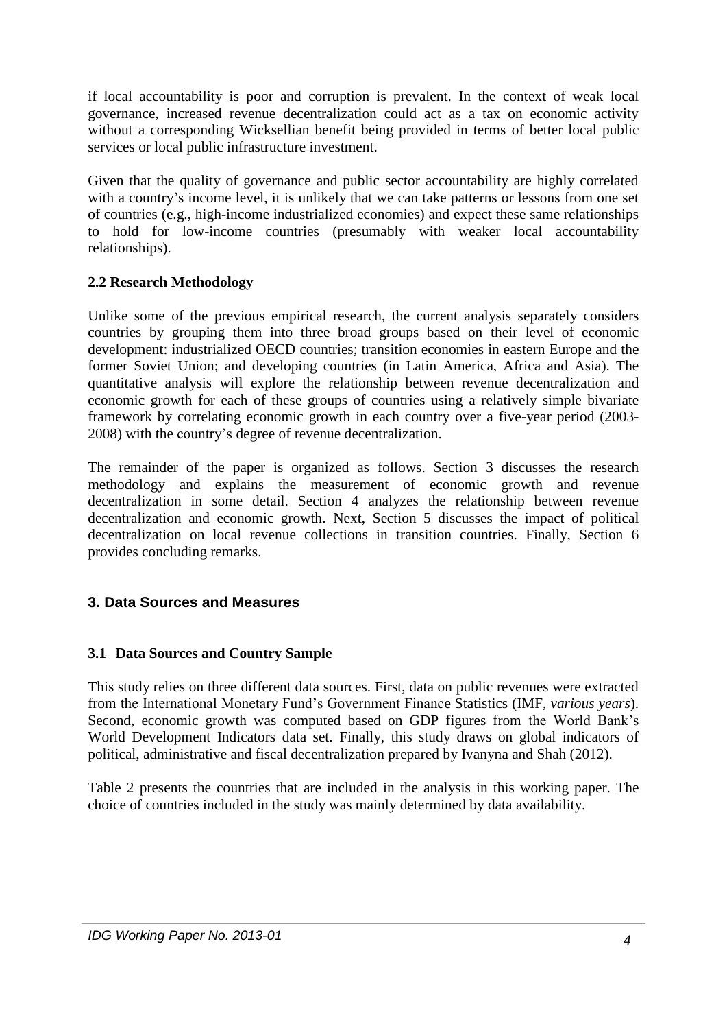if local accountability is poor and corruption is prevalent. In the context of weak local governance, increased revenue decentralization could act as a tax on economic activity without a corresponding Wicksellian benefit being provided in terms of better local public services or local public infrastructure investment.

Given that the quality of governance and public sector accountability are highly correlated with a country's income level, it is unlikely that we can take patterns or lessons from one set of countries (e.g., high-income industrialized economies) and expect these same relationships to hold for low-income countries (presumably with weaker local accountability relationships).

### 2.2 Research Methodology

Unlike some of the previous empirical research, the current analysis separately considers countries by grouping them into three broad groups based on their level of economic development: industrialized OECD countries; transition economies in eastern Europe and the former Soviet Union; and developing countries (in Latin America, Africa and Asia). The quantitative analysis will explore the relationship between revenue decentralization and economic growth for each of these groups of countries using a relatively simple bivariate framework by correlating economic growth in each country over a five-year period (2003-2008) with the country's degree of revenue decentralization.

The remainder of the paper is organized as follows. Section 3 discusses the research methodology and explains the measurement of economic growth and revenue decentralization in some detail. Section 4 analyzes the relationship between revenue decentralization and economic growth. Next, Section 5 discusses the impact of political decentralization on local revenue collections in transition countries. Finally, Section 6 provides concluding remarks.

## 3. Data Sources and Measures

### 3.1 Data Sources and Country Sample

This study relies on three different data sources. First, data on public revenues were extracted from the International Monetary Fund's Government Finance Statistics (IMF, *various years*). Second, economic growth was computed based on GDP figures from the World Bank's World Development Indicators data set. Finally, this study draws on global indicators of political, administrative and fiscal decentralization prepared by Ivanyna and Shah (2012).

Table 2 presents the countries that are included in the analysis in this working paper. The choice of countries included in the study was mainly determined by data availability.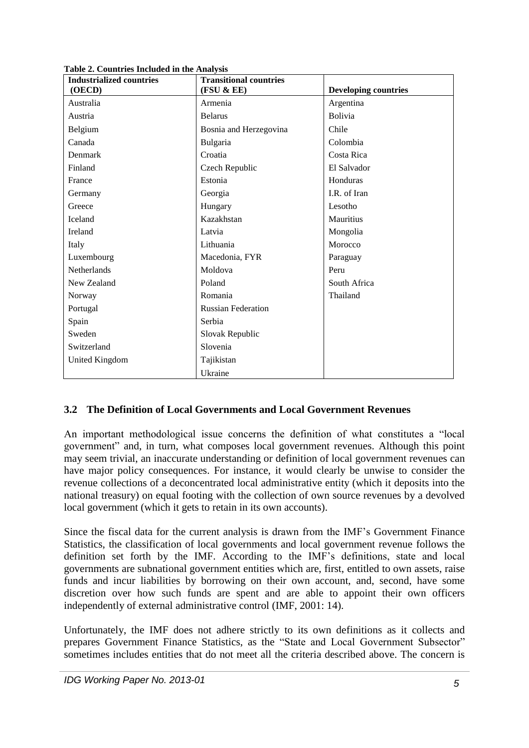**Table 2. Countries Included in the Analysis**

| Industrialized countries (OECD) | Transitional countries (FSU & EE) | Developing countries |
|---|---|---|
| Australia | Armenia | Argentina |
| Austria | Belarus | Bolivia |
| Belgium | Bosnia and Herzegovina | Chile |
| Canada | Bulgaria | Colombia |
| Denmark | Croatia | Costa Rica |
| Finland | Czech Republic | El Salvador |
| France | Estonia | Honduras |
| Germany | Georgia | I.R. of Iran |
| Greece | Hungary | Lesotho |
| Iceland | Kazakhstan | Mauritius |
| Ireland | Latvia | Mongolia |
| Italy | Lithuania | Morocco |
| Luxembourg | Macedonia, FYR | Paraguay |
| Netherlands | Moldova | Peru |
| New Zealand | Poland | South Africa |
| Norway | Romania | Thailand |
| Portugal | Russian Federation | |
| Spain | Serbia | |
| Sweden | Slovak Republic | |
| Switzerland | Slovenia | |
| United Kingdom | Tajikistan | |
| | Ukraine | |

## 3.2 The Definition of Local Governments and Local Government Revenues

An important methodological issue concerns the definition of what constitutes a "local government" and, in turn, what composes local government revenues. Although this point may seem trivial, an inaccurate understanding or definition of local government revenues can have major policy consequences. For instance, it would clearly be unwise to consider the revenue collections of a deconcentrated local administrative entity (which it deposits into the national treasury) on equal footing with the collection of own source revenues by a devolved local government (which it gets to retain in its own accounts).

Since the fiscal data for the current analysis is drawn from the IMF's Government Finance Statistics, the classification of local governments and local government revenue follows the definition set forth by the IMF. According to the IMF's definitions, state and local governments are subnational government entities which are, first, entitled to own assets, raise funds and incur liabilities by borrowing on their own account, and, second, have some discretion over how such funds are spent and are able to appoint their own officers independently of external administrative control (IMF, 2001: 14).

Unfortunately, the IMF does not adhere strictly to its own definitions as it collects and prepares Government Finance Statistics, as the "State and Local Government Subsector" sometimes includes entities that do not meet all the criteria described above. The concern is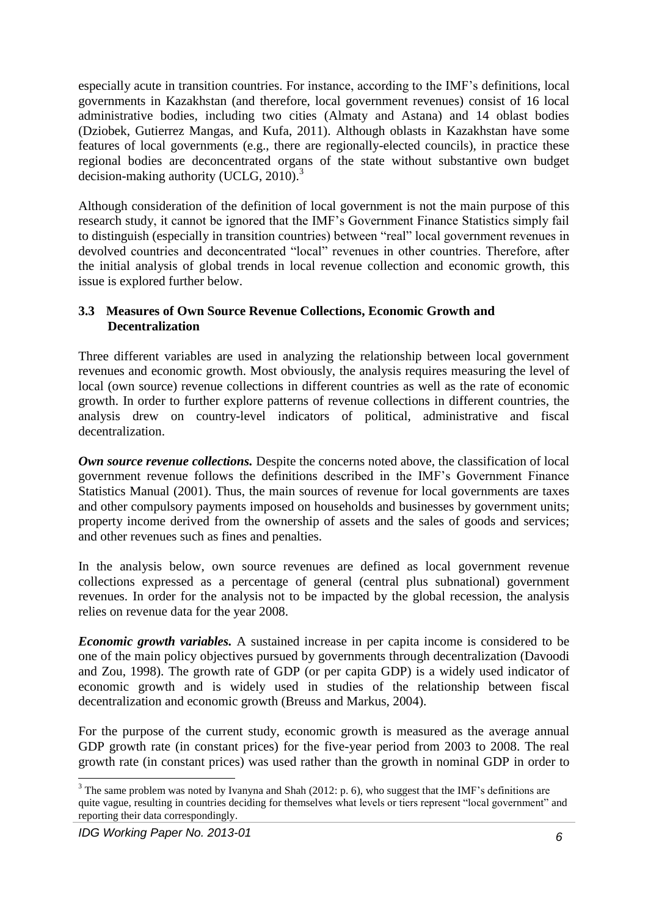especially acute in transition countries. For instance, according to the IMF's definitions, local governments in Kazakhstan (and therefore, local government revenues) consist of 16 local administrative bodies, including two cities (Almaty and Astana) and 14 oblast bodies (Dziobek, Gutierrez Mangas, and Kufa, 2011). Although oblasts in Kazakhstan have some features of local governments (e.g., there are regionally-elected councils), in practice these regional bodies are deconcentrated organs of the state without substantive own budget decision-making authority (UCLG, 2010).[3]

Although consideration of the definition of local government is not the main purpose of this research study, it cannot be ignored that the IMF's Government Finance Statistics simply fail to distinguish (especially in transition countries) between "real" local government revenues in devolved countries and deconcentrated "local" revenues in other countries. Therefore, after the initial analysis of global trends in local revenue collection and economic growth, this issue is explored further below.

### 3.3 Measures of Own Source Revenue Collections, Economic Growth and Decentralization

Three different variables are used in analyzing the relationship between local government revenues and economic growth. Most obviously, the analysis requires measuring the level of local (own source) revenue collections in different countries as well as the rate of economic growth. In order to further explore patterns of revenue collections in different countries, the analysis drew on country-level indicators of political, administrative and fiscal decentralization.

***Own source revenue collections.*** Despite the concerns noted above, the classification of local government revenue follows the definitions described in the IMF's Government Finance Statistics Manual (2001). Thus, the main sources of revenue for local governments are taxes and other compulsory payments imposed on households and businesses by government units; property income derived from the ownership of assets and the sales of goods and services; and other revenues such as fines and penalties.

In the analysis below, own source revenues are defined as local government revenue collections expressed as a percentage of general (central plus subnational) government revenues. In order for the analysis not to be impacted by the global recession, the analysis relies on revenue data for the year 2008.

***Economic growth variables.*** A sustained increase in per capita income is considered to be one of the main policy objectives pursued by governments through decentralization (Davoodi and Zou, 1998). The growth rate of GDP (or per capita GDP) is a widely used indicator of economic growth and is widely used in studies of the relationship between fiscal decentralization and economic growth (Breuss and Markus, 2004).

For the purpose of the current study, economic growth is measured as the average annual GDP growth rate (in constant prices) for the five-year period from 2003 to 2008. The real growth rate (in constant prices) was used rather than the growth in nominal GDP in order to

[3] The same problem was noted by Ivanyna and Shah (2012: p. 6), who suggest that the IMF's definitions are quite vague, resulting in countries deciding for themselves what levels or tiers represent "local government" and reporting their data correspondingly.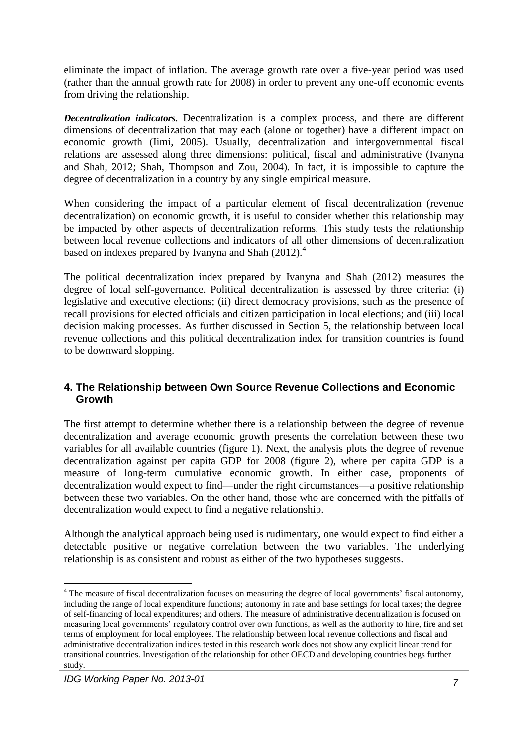eliminate the impact of inflation. The average growth rate over a five-year period was used (rather than the annual growth rate for 2008) in order to prevent any one-off economic events from driving the relationship.

***Decentralization indicators.*** Decentralization is a complex process, and there are different dimensions of decentralization that may each (alone or together) have a different impact on economic growth (Iimi, 2005). Usually, decentralization and intergovernmental fiscal relations are assessed along three dimensions: political, fiscal and administrative (Ivanyna and Shah, 2012; Shah, Thompson and Zou, 2004). In fact, it is impossible to capture the degree of decentralization in a country by any single empirical measure.

When considering the impact of a particular element of fiscal decentralization (revenue decentralization) on economic growth, it is useful to consider whether this relationship may be impacted by other aspects of decentralization reforms. This study tests the relationship between local revenue collections and indicators of all other dimensions of decentralization based on indexes prepared by Ivanyna and Shah (2012).[4]

The political decentralization index prepared by Ivanyna and Shah (2012) measures the degree of local self-governance. Political decentralization is assessed by three criteria: (i) legislative and executive elections; (ii) direct democracy provisions, such as the presence of recall provisions for elected officials and citizen participation in local elections; and (iii) local decision making processes. As further discussed in Section 5, the relationship between local revenue collections and this political decentralization index for transition countries is found to be downward slopping.

## 4. The Relationship between Own Source Revenue Collections and Economic Growth

The first attempt to determine whether there is a relationship between the degree of revenue decentralization and average economic growth presents the correlation between these two variables for all available countries (figure 1). Next, the analysis plots the degree of revenue decentralization against per capita GDP for 2008 (figure 2), where per capita GDP is a measure of long-term cumulative economic growth. In either case, proponents of decentralization would expect to find—under the right circumstances—a positive relationship between these two variables. On the other hand, those who are concerned with the pitfalls of decentralization would expect to find a negative relationship.

Although the analytical approach being used is rudimentary, one would expect to find either a detectable positive or negative correlation between the two variables. The underlying relationship is as consistent and robust as either of the two hypotheses suggests.

[4] The measure of fiscal decentralization focuses on measuring the degree of local governments' fiscal autonomy, including the range of local expenditure functions; autonomy in rate and base settings for local taxes; the degree of self-financing of local expenditures; and others. The measure of administrative decentralization is focused on measuring local governments' regulatory control over own functions, as well as the authority to hire, fire and set terms of employment for local employees. The relationship between local revenue collections and fiscal and administrative decentralization indices tested in this research work does not show any explicit linear trend for transitional countries. Investigation of the relationship for other OECD and developing countries begs further study.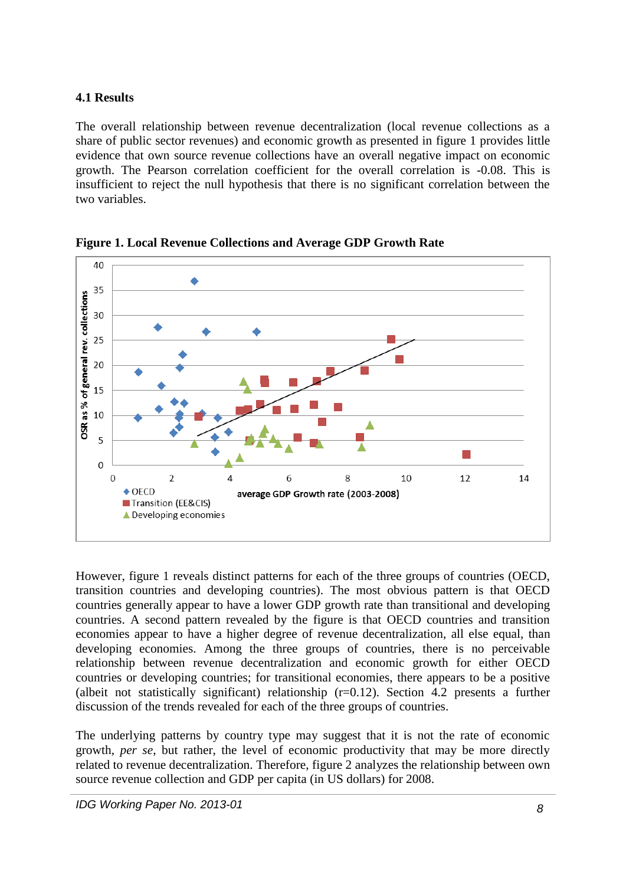### 4.1 Results

The overall relationship between revenue decentralization (local revenue collections as a share of public sector revenues) and economic growth as presented in figure 1 provides little evidence that own source revenue collections have an overall negative impact on economic growth. The Pearson correlation coefficient for the overall correlation is -0.08. This is insufficient to reject the null hypothesis that there is no significant correlation between the two variables.

**Figure 1. Local Revenue Collections and Average GDP Growth Rate**

However, figure 1 reveals distinct patterns for each of the three groups of countries (OECD, transition countries and developing countries). The most obvious pattern is that OECD countries generally appear to have a lower GDP growth rate than transitional and developing countries. A second pattern revealed by the figure is that OECD countries and transition economies appear to have a higher degree of revenue decentralization, all else equal, than developing economies. Among the three groups of countries, there is no perceivable relationship between revenue decentralization and economic growth for either OECD countries or developing countries; for transitional economies, there appears to be a positive (albeit not statistically significant) relationship (r=0.12). Section 4.2 presents a further discussion of the trends revealed for each of the three groups of countries.

The underlying patterns by country type may suggest that it is not the rate of economic growth, *per se*, but rather, the level of economic productivity that may be more directly related to revenue decentralization. Therefore, figure 2 analyzes the relationship between own source revenue collection and GDP per capita (in US dollars) for 2008.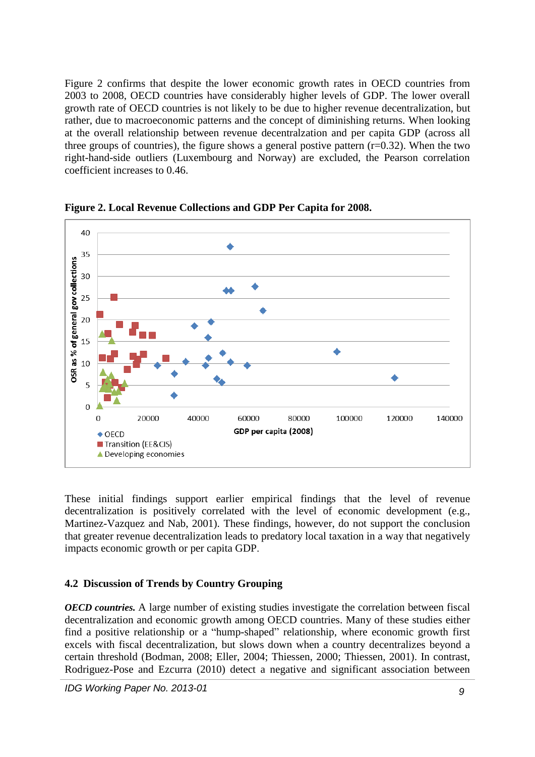Figure 2 confirms that despite the lower economic growth rates in OECD countries from 2003 to 2008, OECD countries have considerably higher levels of GDP. The lower overall growth rate of OECD countries is not likely to be due to higher revenue decentralization, but rather, due to macroeconomic patterns and the concept of diminishing returns. When looking at the overall relationship between revenue decentralzation and per capita GDP (across all three groups of countries), the figure shows a general postive pattern (r=0.32). When the two right-hand-side outliers (Luxembourg and Norway) are excluded, the Pearson correlation coefficient increases to 0.46.

**Figure 2. Local Revenue Collections and GDP Per Capita for 2008.**

These initial findings support earlier empirical findings that the level of revenue decentralization is positively correlated with the level of economic development (e.g., Martinez-Vazquez and Nab, 2001). These findings, however, do not support the conclusion that greater revenue decentralization leads to predatory local taxation in a way that negatively impacts economic growth or per capita GDP.

## 4.2 Discussion of Trends by Country Grouping

***OECD countries.*** A large number of existing studies investigate the correlation between fiscal decentralization and economic growth among OECD countries. Many of these studies either find a positive relationship or a "hump-shaped" relationship, where economic growth first excels with fiscal decentralization, but slows down when a country decentralizes beyond a certain threshold (Bodman, 2008; Eller, 2004; Thiessen, 2000; Thiessen, 2001). In contrast, Rodriguez-Pose and Ezcurra (2010) detect a negative and significant association between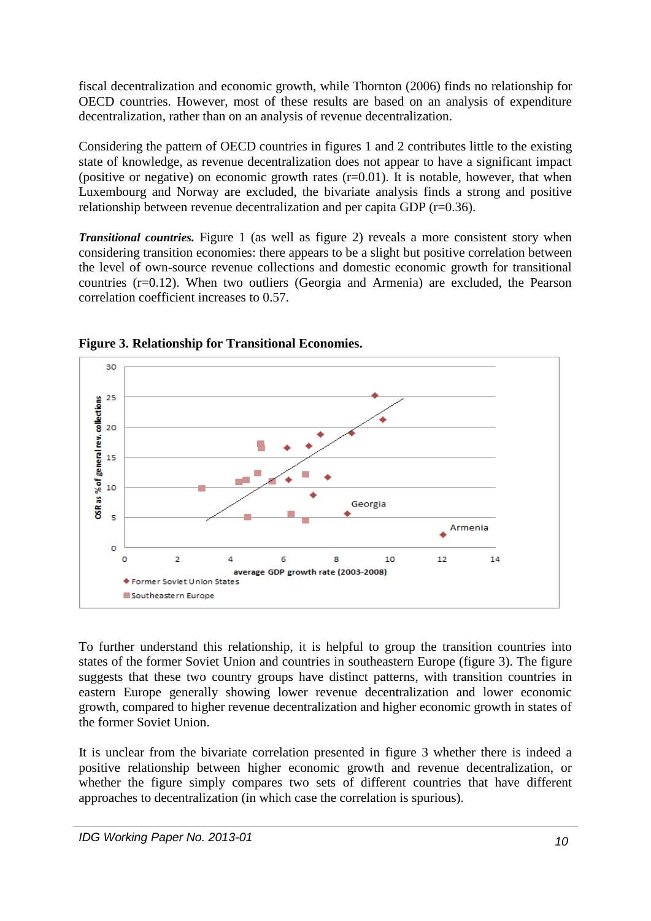fiscal decentralization and economic growth, while Thornton (2006) finds no relationship for OECD countries. However, most of these results are based on an analysis of expenditure decentralization, rather than on an analysis of revenue decentralization.

Considering the pattern of OECD countries in figures 1 and 2 contributes little to the existing state of knowledge, as revenue decentralization does not appear to have a significant impact (positive or negative) on economic growth rates (r=0.01). It is notable, however, that when Luxembourg and Norway are excluded, the bivariate analysis finds a strong and positive relationship between revenue decentralization and per capita GDP (r=0.36).

***Transitional countries.*** Figure 1 (as well as figure 2) reveals a more consistent story when considering transition economies: there appears to be a slight but positive correlation between the level of own-source revenue collections and domestic economic growth for transitional countries (r=0.12). When two outliers (Georgia and Armenia) are excluded, the Pearson correlation coefficient increases to 0.57.

**Figure 3. Relationship for Transitional Economies.**

To further understand this relationship, it is helpful to group the transition countries into states of the former Soviet Union and countries in southeastern Europe (figure 3). The figure suggests that these two country groups have distinct patterns, with transition countries in eastern Europe generally showing lower revenue decentralization and lower economic growth, compared to higher revenue decentralization and higher economic growth in states of the former Soviet Union.

It is unclear from the bivariate correlation presented in figure 3 whether there is indeed a positive relationship between higher economic growth and revenue decentralization, or whether the figure simply compares two sets of different countries that have different approaches to decentralization (in which case the correlation is spurious).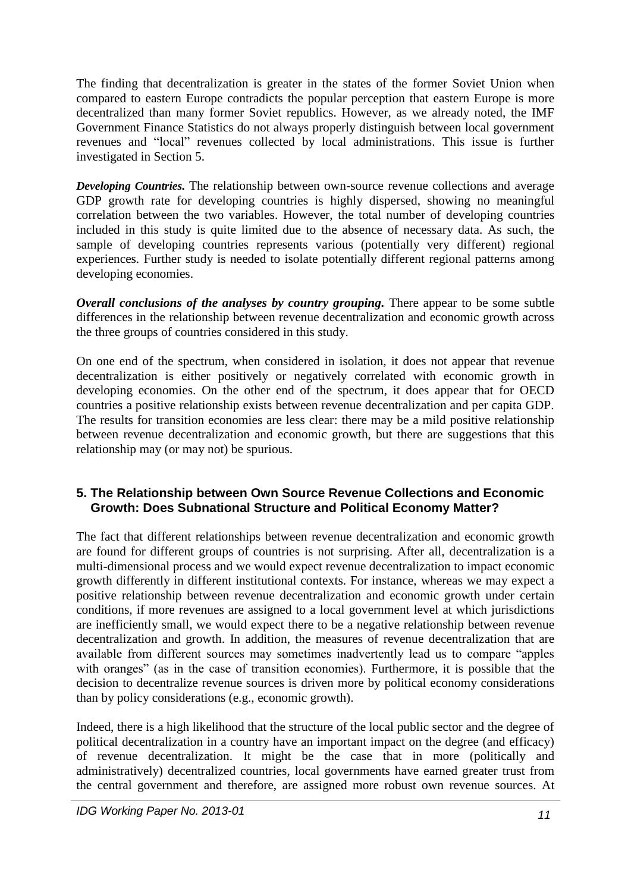The finding that decentralization is greater in the states of the former Soviet Union when compared to eastern Europe contradicts the popular perception that eastern Europe is more decentralized than many former Soviet republics. However, as we already noted, the IMF Government Finance Statistics do not always properly distinguish between local government revenues and "local" revenues collected by local administrations. This issue is further investigated in Section 5.

***Developing Countries.*** The relationship between own-source revenue collections and average GDP growth rate for developing countries is highly dispersed, showing no meaningful correlation between the two variables. However, the total number of developing countries included in this study is quite limited due to the absence of necessary data. As such, the sample of developing countries represents various (potentially very different) regional experiences. Further study is needed to isolate potentially different regional patterns among developing economies.

***Overall conclusions of the analyses by country grouping.*** There appear to be some subtle differences in the relationship between revenue decentralization and economic growth across the three groups of countries considered in this study.

On one end of the spectrum, when considered in isolation, it does not appear that revenue decentralization is either positively or negatively correlated with economic growth in developing economies. On the other end of the spectrum, it does appear that for OECD countries a positive relationship exists between revenue decentralization and per capita GDP. The results for transition economies are less clear: there may be a mild positive relationship between revenue decentralization and economic growth, but there are suggestions that this relationship may (or may not) be spurious.

## 5. The Relationship between Own Source Revenue Collections and Economic Growth: Does Subnational Structure and Political Economy Matter?

The fact that different relationships between revenue decentralization and economic growth are found for different groups of countries is not surprising. After all, decentralization is a multi-dimensional process and we would expect revenue decentralization to impact economic growth differently in different institutional contexts. For instance, whereas we may expect a positive relationship between revenue decentralization and economic growth under certain conditions, if more revenues are assigned to a local government level at which jurisdictions are inefficiently small, we would expect there to be a negative relationship between revenue decentralization and growth. In addition, the measures of revenue decentralization that are available from different sources may sometimes inadvertently lead us to compare "apples with oranges" (as in the case of transition economies). Furthermore, it is possible that the decision to decentralize revenue sources is driven more by political economy considerations than by policy considerations (e.g., economic growth).

Indeed, there is a high likelihood that the structure of the local public sector and the degree of political decentralization in a country have an important impact on the degree (and efficacy) of revenue decentralization. It might be the case that in more (politically and administratively) decentralized countries, local governments have earned greater trust from the central government and therefore, are assigned more robust own revenue sources. At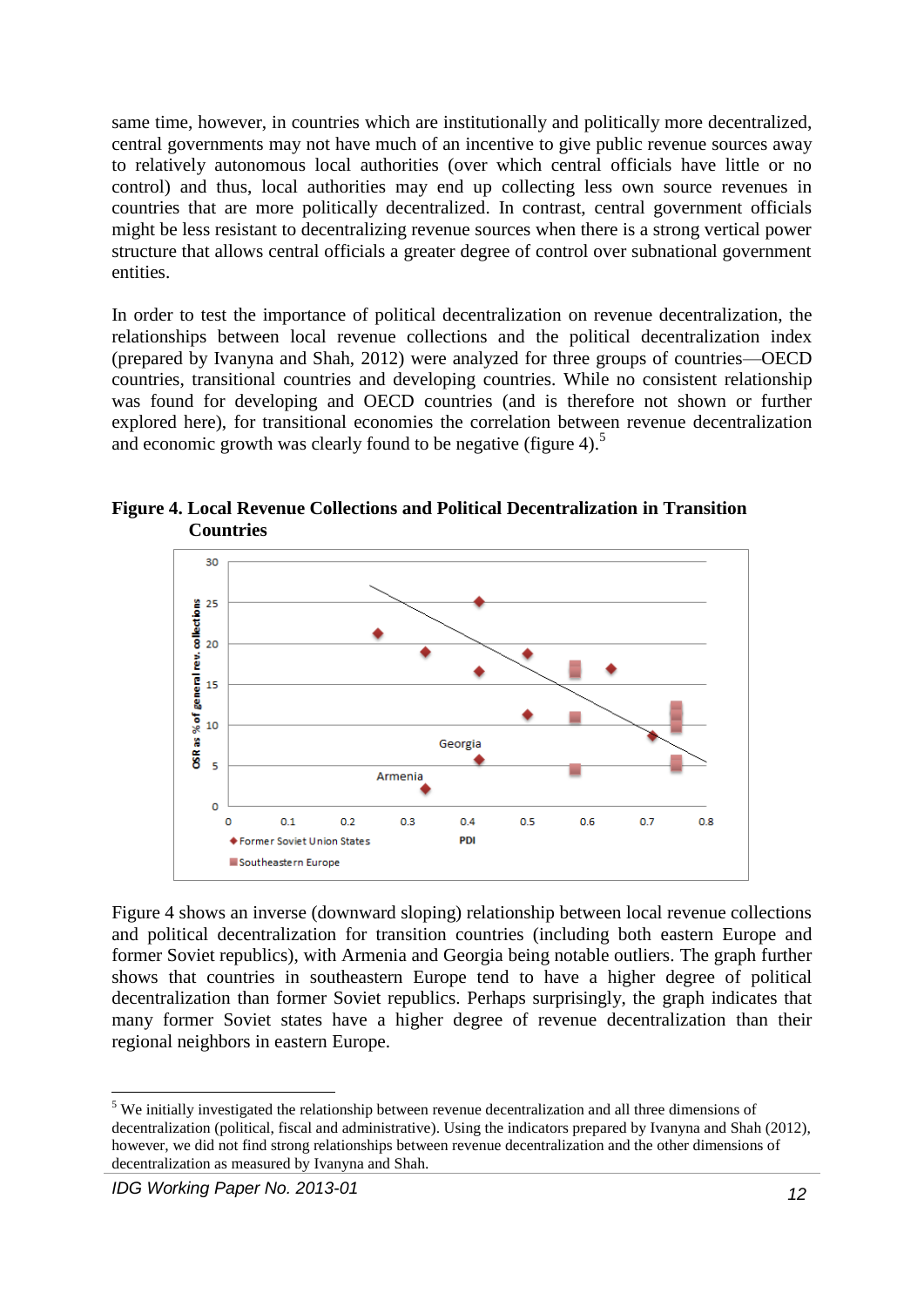same time, however, in countries which are institutionally and politically more decentralized, central governments may not have much of an incentive to give public revenue sources away to relatively autonomous local authorities (over which central officials have little or no control) and thus, local authorities may end up collecting less own source revenues in countries that are more politically decentralized. In contrast, central government officials might be less resistant to decentralizing revenue sources when there is a strong vertical power structure that allows central officials a greater degree of control over subnational government entities.

In order to test the importance of political decentralization on revenue decentralization, the relationships between local revenue collections and the political decentralization index (prepared by Ivanyna and Shah, 2012) were analyzed for three groups of countries—OECD countries, transitional countries and developing countries. While no consistent relationship was found for developing and OECD countries (and is therefore not shown or further explored here), for transitional economies the correlation between revenue decentralization and economic growth was clearly found to be negative (figure 4).[5]

**Figure 4. Local Revenue Collections and Political Decentralization in Transition Countries**

Figure 4 shows an inverse (downward sloping) relationship between local revenue collections and political decentralization for transition countries (including both eastern Europe and former Soviet republics), with Armenia and Georgia being notable outliers. The graph further shows that countries in southeastern Europe tend to have a higher degree of political decentralization than former Soviet republics. Perhaps surprisingly, the graph indicates that many former Soviet states have a higher degree of revenue decentralization than their regional neighbors in eastern Europe.

[5] We initially investigated the relationship between revenue decentralization and all three dimensions of decentralization (political, fiscal and administrative). Using the indicators prepared by Ivanyna and Shah (2012), however, we did not find strong relationships between revenue decentralization and the other dimensions of decentralization as measured by Ivanyna and Shah.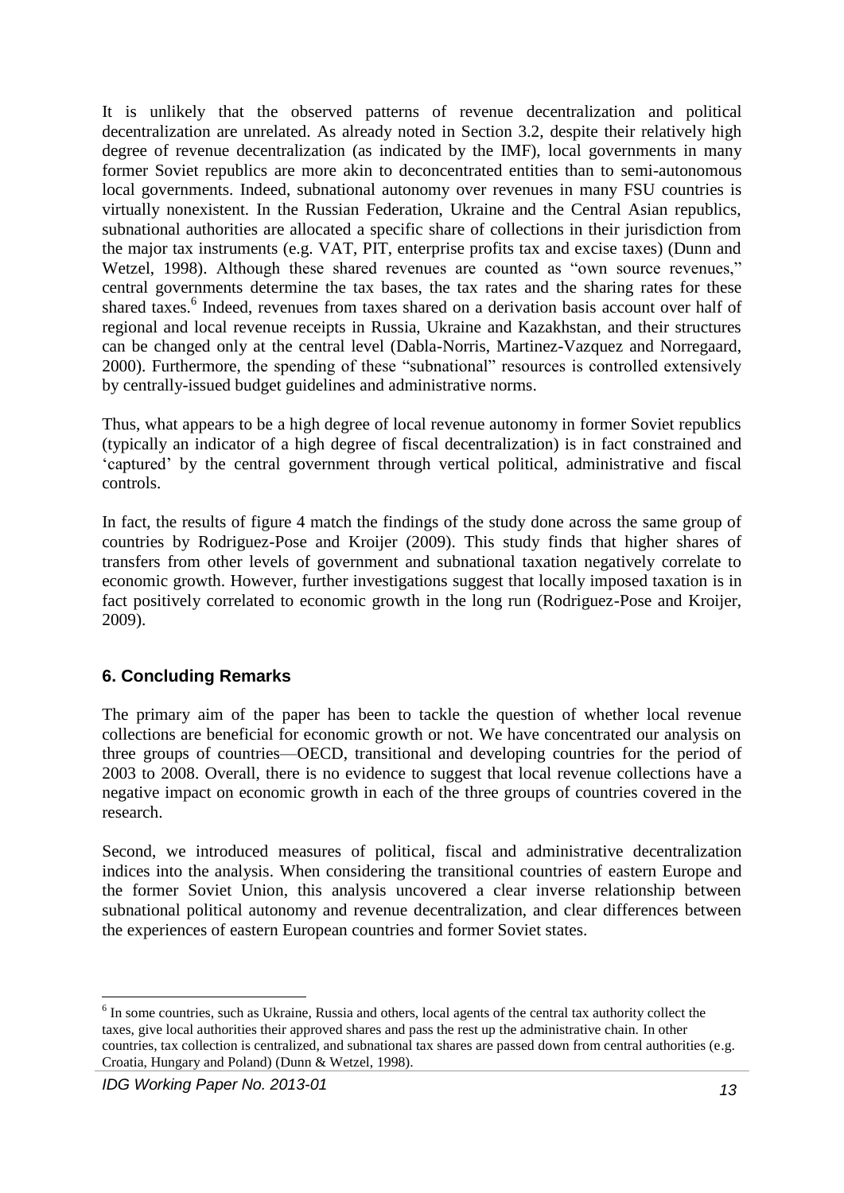It is unlikely that the observed patterns of revenue decentralization and political decentralization are unrelated. As already noted in Section 3.2, despite their relatively high degree of revenue decentralization (as indicated by the IMF), local governments in many former Soviet republics are more akin to deconcentrated entities than to semi-autonomous local governments. Indeed, subnational autonomy over revenues in many FSU countries is virtually nonexistent. In the Russian Federation, Ukraine and the Central Asian republics, subnational authorities are allocated a specific share of collections in their jurisdiction from the major tax instruments (e.g. VAT, PIT, enterprise profits tax and excise taxes) (Dunn and Wetzel, 1998). Although these shared revenues are counted as "own source revenues," central governments determine the tax bases, the tax rates and the sharing rates for these shared taxes.[6] Indeed, revenues from taxes shared on a derivation basis account over half of regional and local revenue receipts in Russia, Ukraine and Kazakhstan, and their structures can be changed only at the central level (Dabla-Norris, Martinez-Vazquez and Norregaard, 2000). Furthermore, the spending of these "subnational" resources is controlled extensively by centrally-issued budget guidelines and administrative norms.

Thus, what appears to be a high degree of local revenue autonomy in former Soviet republics (typically an indicator of a high degree of fiscal decentralization) is in fact constrained and 'captured' by the central government through vertical political, administrative and fiscal controls.

In fact, the results of figure 4 match the findings of the study done across the same group of countries by Rodriguez-Pose and Kroijer (2009). This study finds that higher shares of transfers from other levels of government and subnational taxation negatively correlate to economic growth. However, further investigations suggest that locally imposed taxation is in fact positively correlated to economic growth in the long run (Rodriguez-Pose and Kroijer, 2009).

## 6. Concluding Remarks

The primary aim of the paper has been to tackle the question of whether local revenue collections are beneficial for economic growth or not. We have concentrated our analysis on three groups of countries—OECD, transitional and developing countries for the period of 2003 to 2008. Overall, there is no evidence to suggest that local revenue collections have a negative impact on economic growth in each of the three groups of countries covered in the research.

Second, we introduced measures of political, fiscal and administrative decentralization indices into the analysis. When considering the transitional countries of eastern Europe and the former Soviet Union, this analysis uncovered a clear inverse relationship between subnational political autonomy and revenue decentralization, and clear differences between the experiences of eastern European countries and former Soviet states.

[6] In some countries, such as Ukraine, Russia and others, local agents of the central tax authority collect the taxes, give local authorities their approved shares and pass the rest up the administrative chain. In other countries, tax collection is centralized, and subnational tax shares are passed down from central authorities (e.g. Croatia, Hungary and Poland) (Dunn & Wetzel, 1998).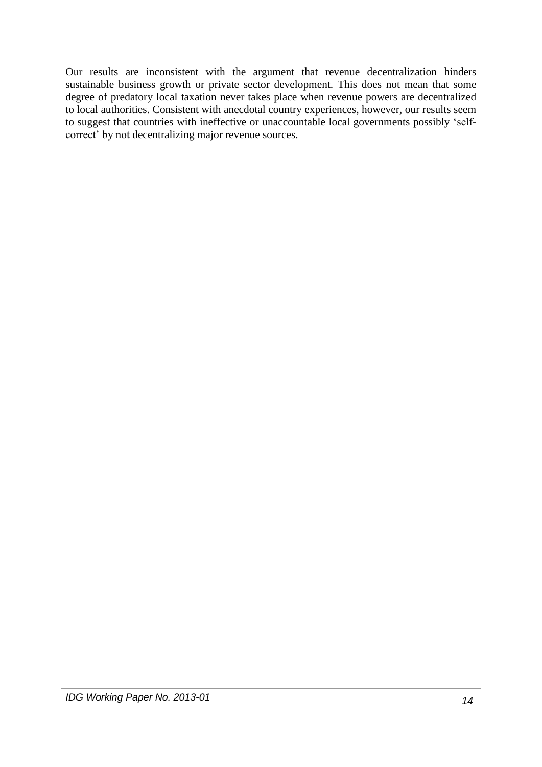Our results are inconsistent with the argument that revenue decentralization hinders sustainable business growth or private sector development. This does not mean that some degree of predatory local taxation never takes place when revenue powers are decentralized to local authorities. Consistent with anecdotal country experiences, however, our results seem to suggest that countries with ineffective or unaccountable local governments possibly 'self-correct' by not decentralizing major revenue sources.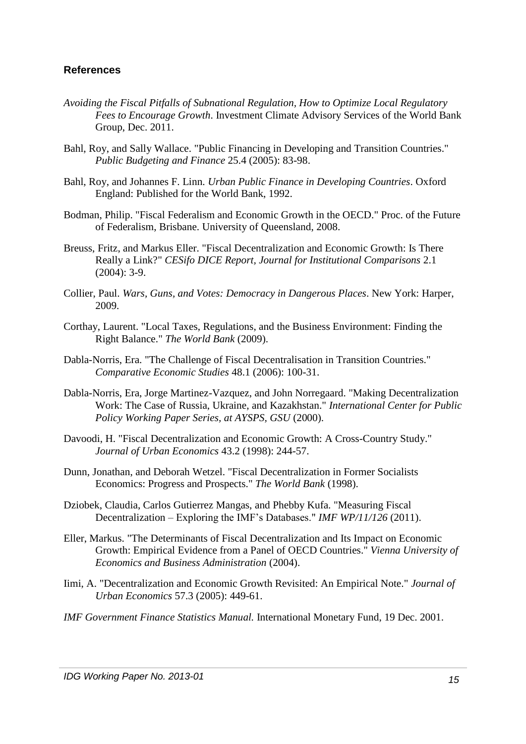## References

*Avoiding the Fiscal Pitfalls of Subnational Regulation, How to Optimize Local Regulatory Fees to Encourage Growth*. Investment Climate Advisory Services of the World Bank Group, Dec. 2011.

Bahl, Roy, and Sally Wallace. "Public Financing in Developing and Transition Countries." *Public Budgeting and Finance* 25.4 (2005): 83-98.

Bahl, Roy, and Johannes F. Linn. *Urban Public Finance in Developing Countries*. Oxford England: Published for the World Bank, 1992.

Bodman, Philip. "Fiscal Federalism and Economic Growth in the OECD." Proc. of the Future of Federalism, Brisbane. University of Queensland, 2008.

Breuss, Fritz, and Markus Eller. "Fiscal Decentralization and Economic Growth: Is There Really a Link?" *CESifo DICE Report, Journal for Institutional Comparisons* 2.1 (2004): 3-9.

Collier, Paul. *Wars, Guns, and Votes: Democracy in Dangerous Places*. New York: Harper, 2009.

Corthay, Laurent. "Local Taxes, Regulations, and the Business Environment: Finding the Right Balance." *The World Bank* (2009).

Dabla-Norris, Era. "The Challenge of Fiscal Decentralisation in Transition Countries." *Comparative Economic Studies* 48.1 (2006): 100-31.

Dabla-Norris, Era, Jorge Martinez-Vazquez, and John Norregaard. "Making Decentralization Work: The Case of Russia, Ukraine, and Kazakhstan." *International Center for Public Policy Working Paper Series, at AYSPS, GSU* (2000).

Davoodi, H. "Fiscal Decentralization and Economic Growth: A Cross-Country Study." *Journal of Urban Economics* 43.2 (1998): 244-57.

Dunn, Jonathan, and Deborah Wetzel. "Fiscal Decentralization in Former Socialists Economics: Progress and Prospects." *The World Bank* (1998).

Dziobek, Claudia, Carlos Gutierrez Mangas, and Phebby Kufa. "Measuring Fiscal Decentralization – Exploring the IMF's Databases." *IMF WP/11/126* (2011).

Eller, Markus. "The Determinants of Fiscal Decentralization and Its Impact on Economic Growth: Empirical Evidence from a Panel of OECD Countries." *Vienna University of Economics and Business Administration* (2004).

Iimi, A. "Decentralization and Economic Growth Revisited: An Empirical Note." *Journal of Urban Economics* 57.3 (2005): 449-61.

*IMF Government Finance Statistics Manual.* International Monetary Fund, 19 Dec. 2001.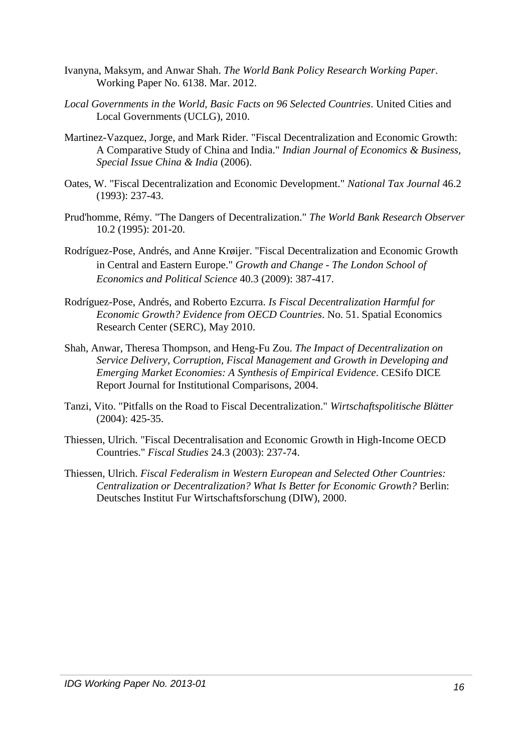Ivanyna, Maksym, and Anwar Shah. *The World Bank Policy Research Working Paper*. Working Paper No. 6138. Mar. 2012.

*Local Governments in the World, Basic Facts on 96 Selected Countries*. United Cities and Local Governments (UCLG), 2010.

Martinez-Vazquez, Jorge, and Mark Rider. "Fiscal Decentralization and Economic Growth: A Comparative Study of China and India." *Indian Journal of Economics & Business, Special Issue China & India* (2006).

Oates, W. "Fiscal Decentralization and Economic Development." *National Tax Journal* 46.2 (1993): 237-43.

Prud'homme, Rémy. "The Dangers of Decentralization." *The World Bank Research Observer* 10.2 (1995): 201-20.

Rodríguez-Pose, Andrés, and Anne Krøijer. "Fiscal Decentralization and Economic Growth in Central and Eastern Europe." *Growth and Change - The London School of Economics and Political Science* 40.3 (2009): 387-417.

Rodríguez-Pose, Andrés, and Roberto Ezcurra. *Is Fiscal Decentralization Harmful for Economic Growth? Evidence from OECD Countries*. No. 51. Spatial Economics Research Center (SERC), May 2010.

Shah, Anwar, Theresa Thompson, and Heng-Fu Zou. *The Impact of Decentralization on Service Delivery, Corruption, Fiscal Management and Growth in Developing and Emerging Market Economies: A Synthesis of Empirical Evidence*. CESifo DICE Report Journal for Institutional Comparisons, 2004.

Tanzi, Vito. "Pitfalls on the Road to Fiscal Decentralization." *Wirtschaftspolitische Blätter* (2004): 425-35.

Thiessen, Ulrich. "Fiscal Decentralisation and Economic Growth in High-Income OECD Countries." *Fiscal Studies* 24.3 (2003): 237-74.

Thiessen, Ulrich. *Fiscal Federalism in Western European and Selected Other Countries: Centralization or Decentralization? What Is Better for Economic Growth?* Berlin: Deutsches Institut Fur Wirtschaftsforschung (DIW), 2000.